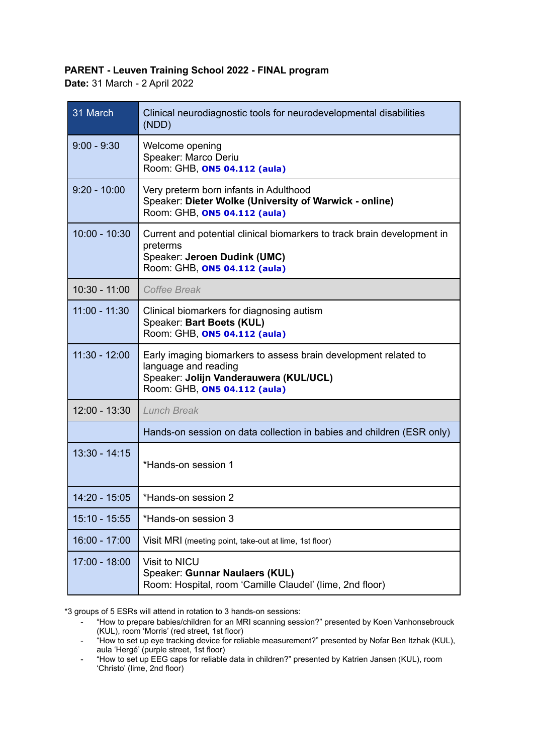**PARENT - Leuven Training School 2022 - FINAL program**
**Date:** 31 March - 2 April 2022

| 31 March | Clinical neurodiagnostic tools for neurodevelopmental disabilities (NDD) |
|---|---|
| 9:00 - 9:30 | Welcome opening<br>Speaker: Marco Deriu<br>Room: GHB, **ON5 04.112 (aula)** |
| 9:20 - 10:00 | Very preterm born infants in Adulthood<br>Speaker: **Dieter Wolke (University of Warwick - online)**<br>Room: GHB, **ON5 04.112 (aula)** |
| 10:00 - 10:30 | Current and potential clinical biomarkers to track brain development in preterms<br>Speaker: **Jeroen Dudink (UMC)**<br>Room: GHB, **ON5 04.112 (aula)** |
| 10:30 - 11:00 | *Coffee Break* |
| 11:00 - 11:30 | Clinical biomarkers for diagnosing autism<br>Speaker: **Bart Boets (KUL)**<br>Room: GHB, **ON5 04.112 (aula)** |
| 11:30 - 12:00 | Early imaging biomarkers to assess brain development related to language and reading<br>Speaker: **Jolijn Vanderauwera (KUL/UCL)**<br>Room: GHB, **ON5 04.112 (aula)** |
| 12:00 - 13:30 | *Lunch Break* |
| | Hands-on session on data collection in babies and children (ESR only) |
| 13:30 - 14:15 | *Hands-on session 1 |
| 14:20 - 15:05 | *Hands-on session 2 |
| 15:10 - 15:55 | *Hands-on session 3 |
| 16:00 - 17:00 | Visit MRI (meeting point, take-out at lime, 1st floor) |
| 17:00 - 18:00 | Visit to NICU<br>Speaker: **Gunnar Naulaers (KUL)**<br>Room: Hospital, room 'Camille Claudel' (lime, 2nd floor) |

*3 groups of 5 ESRs will attend in rotation to 3 hands-on sessions:

- "How to prepare babies/children for an MRI scanning session?" presented by Koen Vanhonsebrouck (KUL), room 'Morris' (red street, 1st floor)
- "How to set up eye tracking device for reliable measurement?" presented by Nofar Ben Itzhak (KUL), aula 'Hergé' (purple street, 1st floor)
- "How to set up EEG caps for reliable data in children?" presented by Katrien Jansen (KUL), room 'Christo' (lime, 2nd floor)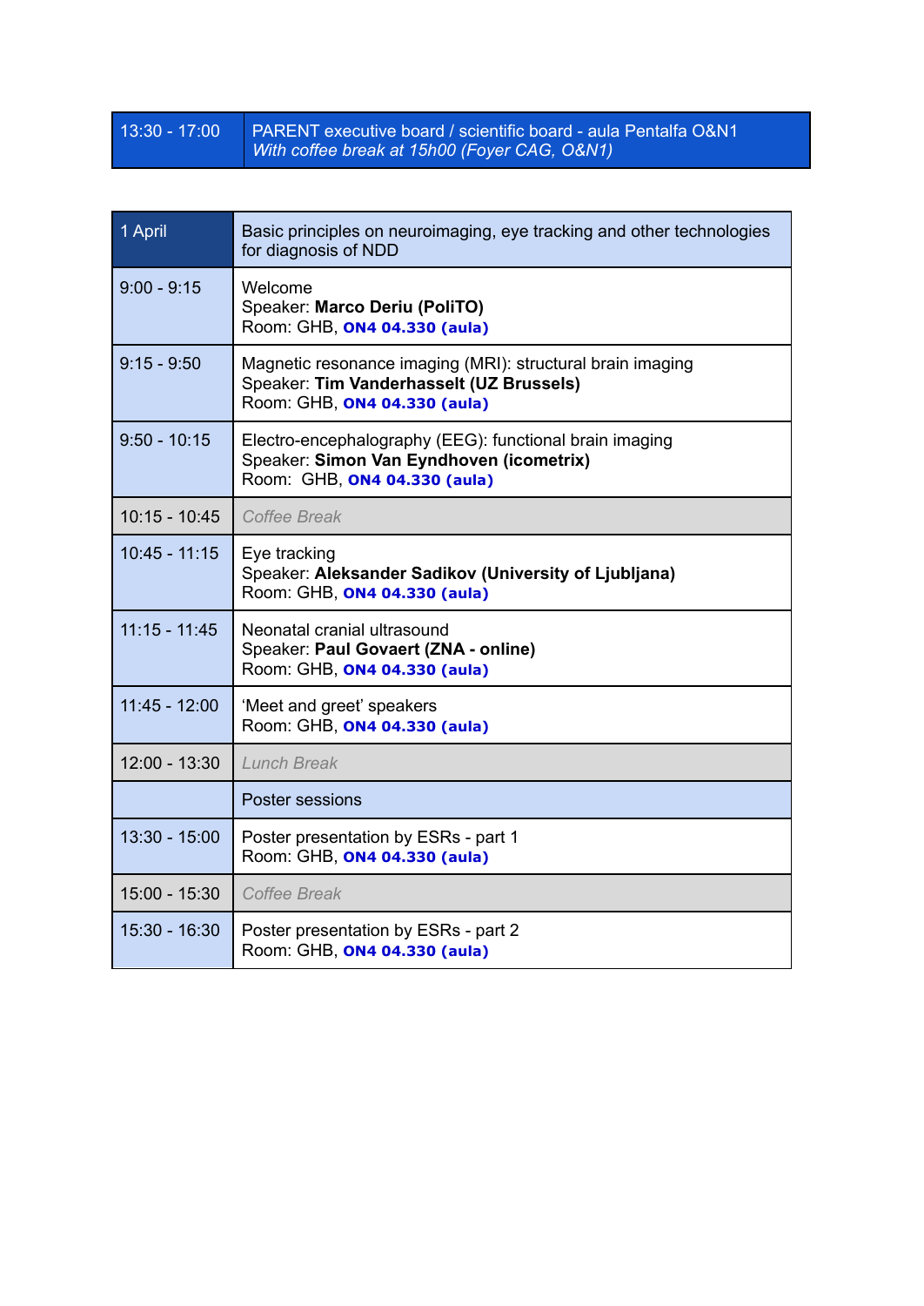| 13:30 - 17:00 | PARENT executive board / scientific board - aula Pentalfa O&N1<br>*With coffee break at 15h00 (Foyer CAG, O&N1)* |
|---|---|

| 1 April | Basic principles on neuroimaging, eye tracking and other technologies for diagnosis of NDD |
|---|---|
| 9:00 - 9:15 | Welcome<br>Speaker: **Marco Deriu (PoliTO)**<br>Room: GHB, **ON4 04.330 (aula)** |
| 9:15 - 9:50 | Magnetic resonance imaging (MRI): structural brain imaging<br>Speaker: **Tim Vanderhasselt (UZ Brussels)**<br>Room: GHB, **ON4 04.330 (aula)** |
| 9:50 - 10:15 | Electro-encephalography (EEG): functional brain imaging<br>Speaker: **Simon Van Eyndhoven (icometrix)**<br>Room: GHB, **ON4 04.330 (aula)** |
| 10:15 - 10:45 | *Coffee Break* |
| 10:45 - 11:15 | Eye tracking<br>Speaker: **Aleksander Sadikov (University of Ljubljana)**<br>Room: GHB, **ON4 04.330 (aula)** |
| 11:15 - 11:45 | Neonatal cranial ultrasound<br>Speaker: **Paul Govaert (ZNA - online)**<br>Room: GHB, **ON4 04.330 (aula)** |
| 11:45 - 12:00 | 'Meet and greet' speakers<br>Room: GHB, **ON4 04.330 (aula)** |
| 12:00 - 13:30 | *Lunch Break* |
| | Poster sessions |
| 13:30 - 15:00 | Poster presentation by ESRs - part 1<br>Room: GHB, **ON4 04.330 (aula)** |
| 15:00 - 15:30 | *Coffee Break* |
| 15:30 - 16:30 | Poster presentation by ESRs - part 2<br>Room: GHB, **ON4 04.330 (aula)** |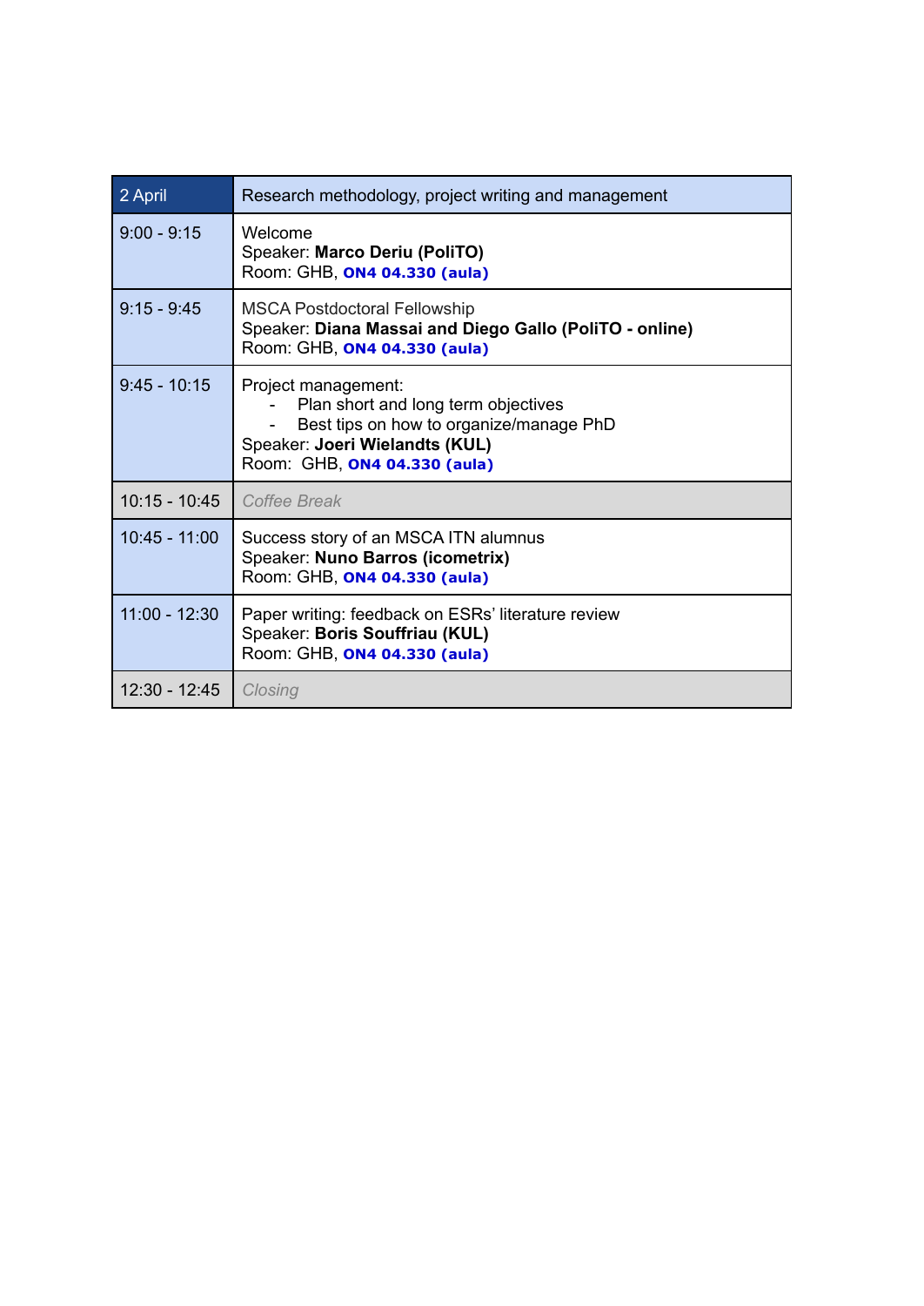| 2 April | Research methodology, project writing and management |
| --- | --- |
| 9:00 - 9:15 | Welcome<br>Speaker: **Marco Deriu (PoliTO)**<br>Room: GHB, **ON4 04.330 (aula)** |
| 9:15 - 9:45 | MSCA Postdoctoral Fellowship<br>Speaker: **Diana Massai and Diego Gallo (PoliTO - online)**<br>Room: GHB, **ON4 04.330 (aula)** |
| 9:45 - 10:15 | Project management:<br>- Plan short and long term objectives<br>- Best tips on how to organize/manage PhD<br>Speaker: **Joeri Wielandts (KUL)**<br>Room: GHB, **ON4 04.330 (aula)** |
| 10:15 - 10:45 | *Coffee Break* |
| 10:45 - 11:00 | Success story of an MSCA ITN alumnus<br>Speaker: **Nuno Barros (icometrix)**<br>Room: GHB, **ON4 04.330 (aula)** |
| 11:00 - 12:30 | Paper writing: feedback on ESRs' literature review<br>Speaker: **Boris Souffriau (KUL)**<br>Room: GHB, **ON4 04.330 (aula)** |
| 12:30 - 12:45 | *Closing* |